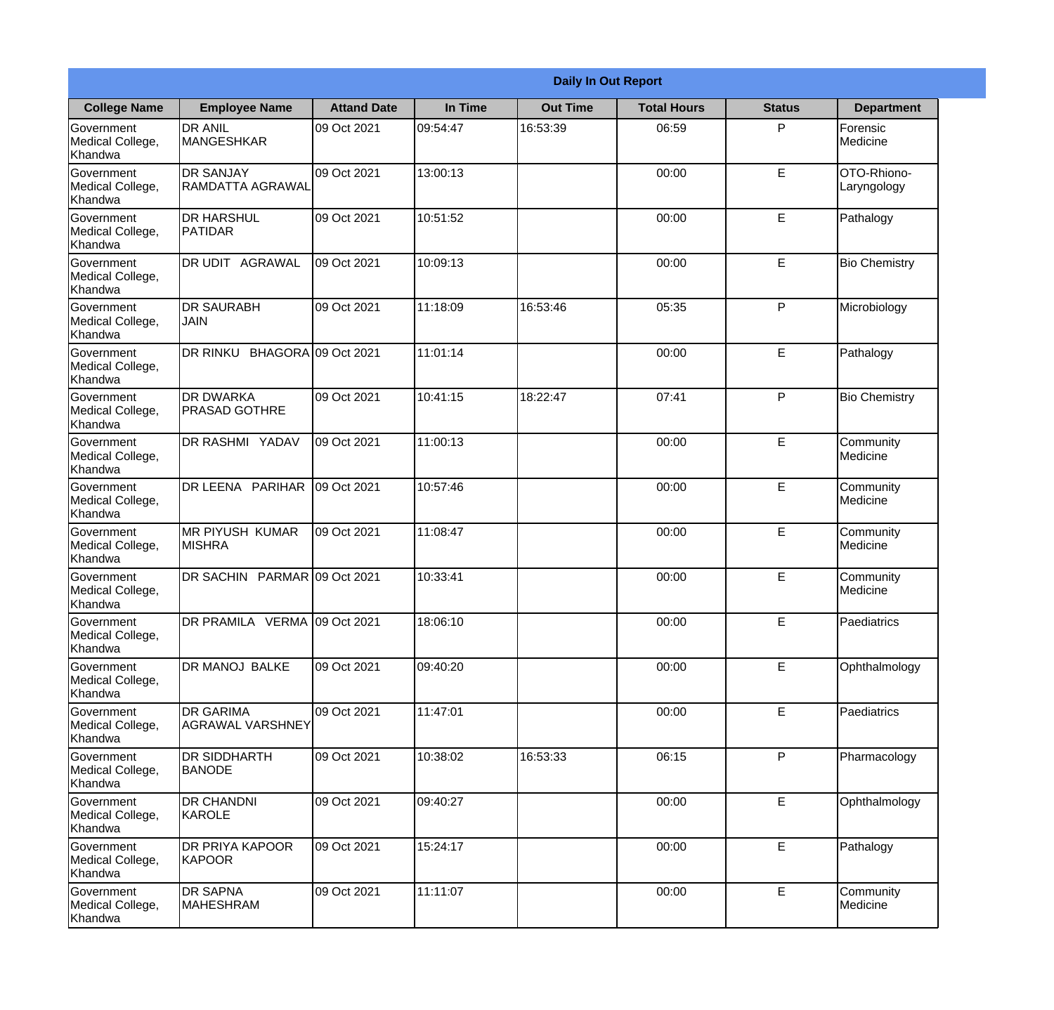| Daily In Out Report | | | | | | | |
|---|---|---|---|---|---|---|---|
| **College Name** | **Employee Name** | **Attand Date** | **In Time** | **Out Time** | **Total Hours** | **Status** | **Department** |
| Government Medical College, Khandwa | DR ANIL MANGESHKAR | 09 Oct 2021 | 09:54:47 | 16:53:39 | 06:59 | P | Forensic Medicine |
| Government Medical College, Khandwa | DR SANJAY RAMDATTA AGRAWAL | 09 Oct 2021 | 13:00:13 | | 00:00 | E | OTO-Rhiono-Laryngology |
| Government Medical College, Khandwa | DR HARSHUL PATIDAR | 09 Oct 2021 | 10:51:52 | | 00:00 | E | Pathalogy |
| Government Medical College, Khandwa | DR UDIT AGRAWAL | 09 Oct 2021 | 10:09:13 | | 00:00 | E | Bio Chemistry |
| Government Medical College, Khandwa | DR SAURABH JAIN | 09 Oct 2021 | 11:18:09 | 16:53:46 | 05:35 | P | Microbiology |
| Government Medical College, Khandwa | DR RINKU BHAGORA | 09 Oct 2021 | 11:01:14 | | 00:00 | E | Pathalogy |
| Government Medical College, Khandwa | DR DWARKA PRASAD GOTHRE | 09 Oct 2021 | 10:41:15 | 18:22:47 | 07:41 | P | Bio Chemistry |
| Government Medical College, Khandwa | DR RASHMI YADAV | 09 Oct 2021 | 11:00:13 | | 00:00 | E | Community Medicine |
| Government Medical College, Khandwa | DR LEENA PARIHAR | 09 Oct 2021 | 10:57:46 | | 00:00 | E | Community Medicine |
| Government Medical College, Khandwa | MR PIYUSH KUMAR MISHRA | 09 Oct 2021 | 11:08:47 | | 00:00 | E | Community Medicine |
| Government Medical College, Khandwa | DR SACHIN PARMAR | 09 Oct 2021 | 10:33:41 | | 00:00 | E | Community Medicine |
| Government Medical College, Khandwa | DR PRAMILA VERMA | 09 Oct 2021 | 18:06:10 | | 00:00 | E | Paediatrics |
| Government Medical College, Khandwa | DR MANOJ BALKE | 09 Oct 2021 | 09:40:20 | | 00:00 | E | Ophthalmology |
| Government Medical College, Khandwa | DR GARIMA AGRAWAL VARSHNEY | 09 Oct 2021 | 11:47:01 | | 00:00 | E | Paediatrics |
| Government Medical College, Khandwa | DR SIDDHARTH BANODE | 09 Oct 2021 | 10:38:02 | 16:53:33 | 06:15 | P | Pharmacology |
| Government Medical College, Khandwa | DR CHANDNI KAROLE | 09 Oct 2021 | 09:40:27 | | 00:00 | E | Ophthalmology |
| Government Medical College, Khandwa | DR PRIYA KAPOOR KAPOOR | 09 Oct 2021 | 15:24:17 | | 00:00 | E | Pathalogy |
| Government Medical College, Khandwa | DR SAPNA MAHESHRAM | 09 Oct 2021 | 11:11:07 | | 00:00 | E | Community Medicine |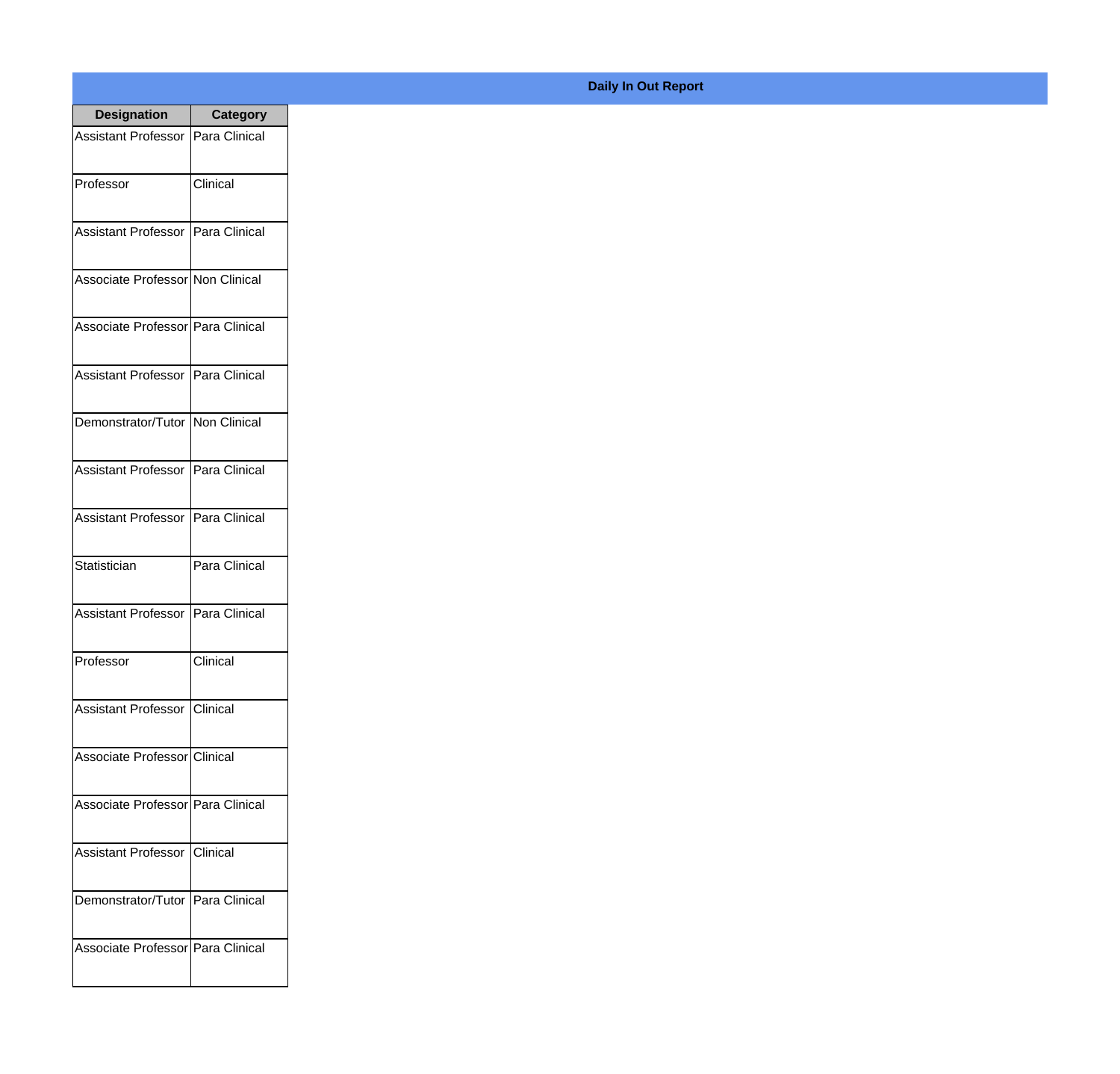**Daily In Out Report**

| Designation | Category |
|---|---|
| Assistant Professor | Para Clinical |
| Professor | Clinical |
| Assistant Professor | Para Clinical |
| Associate Professor | Non Clinical |
| Associate Professor | Para Clinical |
| Assistant Professor | Para Clinical |
| Demonstrator/Tutor | Non Clinical |
| Assistant Professor | Para Clinical |
| Assistant Professor | Para Clinical |
| Statistician | Para Clinical |
| Assistant Professor | Para Clinical |
| Professor | Clinical |
| Assistant Professor | Clinical |
| Associate Professor | Clinical |
| Associate Professor | Para Clinical |
| Assistant Professor | Clinical |
| Demonstrator/Tutor | Para Clinical |
| Associate Professor | Para Clinical |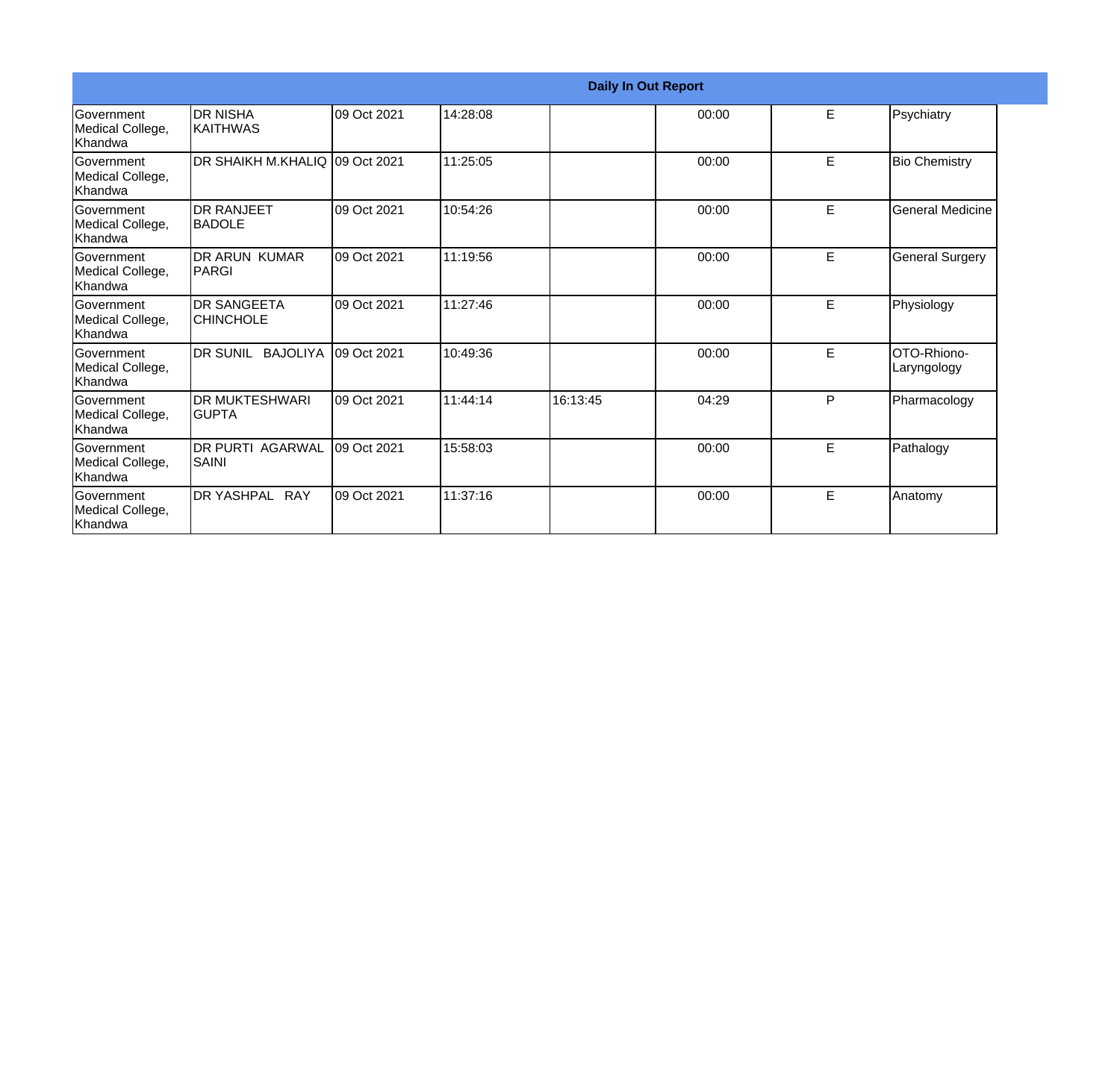| Daily In Out Report | | | | | | | |
|---|---|---|---|---|---|---|---|
| Government Medical College, Khandwa | DR NISHA KAITHWAS | 09 Oct 2021 | 14:28:08 | | 00:00 | E | Psychiatry |
| Government Medical College, Khandwa | DR SHAIKH M.KHALIQ | 09 Oct 2021 | 11:25:05 | | 00:00 | E | Bio Chemistry |
| Government Medical College, Khandwa | DR RANJEET BADOLE | 09 Oct 2021 | 10:54:26 | | 00:00 | E | General Medicine |
| Government Medical College, Khandwa | DR ARUN KUMAR PARGI | 09 Oct 2021 | 11:19:56 | | 00:00 | E | General Surgery |
| Government Medical College, Khandwa | DR SANGEETA CHINCHOLE | 09 Oct 2021 | 11:27:46 | | 00:00 | E | Physiology |
| Government Medical College, Khandwa | DR SUNIL BAJOLIYA | 09 Oct 2021 | 10:49:36 | | 00:00 | E | OTO-Rhiono-Laryngology |
| Government Medical College, Khandwa | DR MUKTESHWARI GUPTA | 09 Oct 2021 | 11:44:14 | 16:13:45 | 04:29 | P | Pharmacology |
| Government Medical College, Khandwa | DR PURTI AGARWAL SAINI | 09 Oct 2021 | 15:58:03 | | 00:00 | E | Pathalogy |
| Government Medical College, Khandwa | DR YASHPAL RAY | 09 Oct 2021 | 11:37:16 | | 00:00 | E | Anatomy |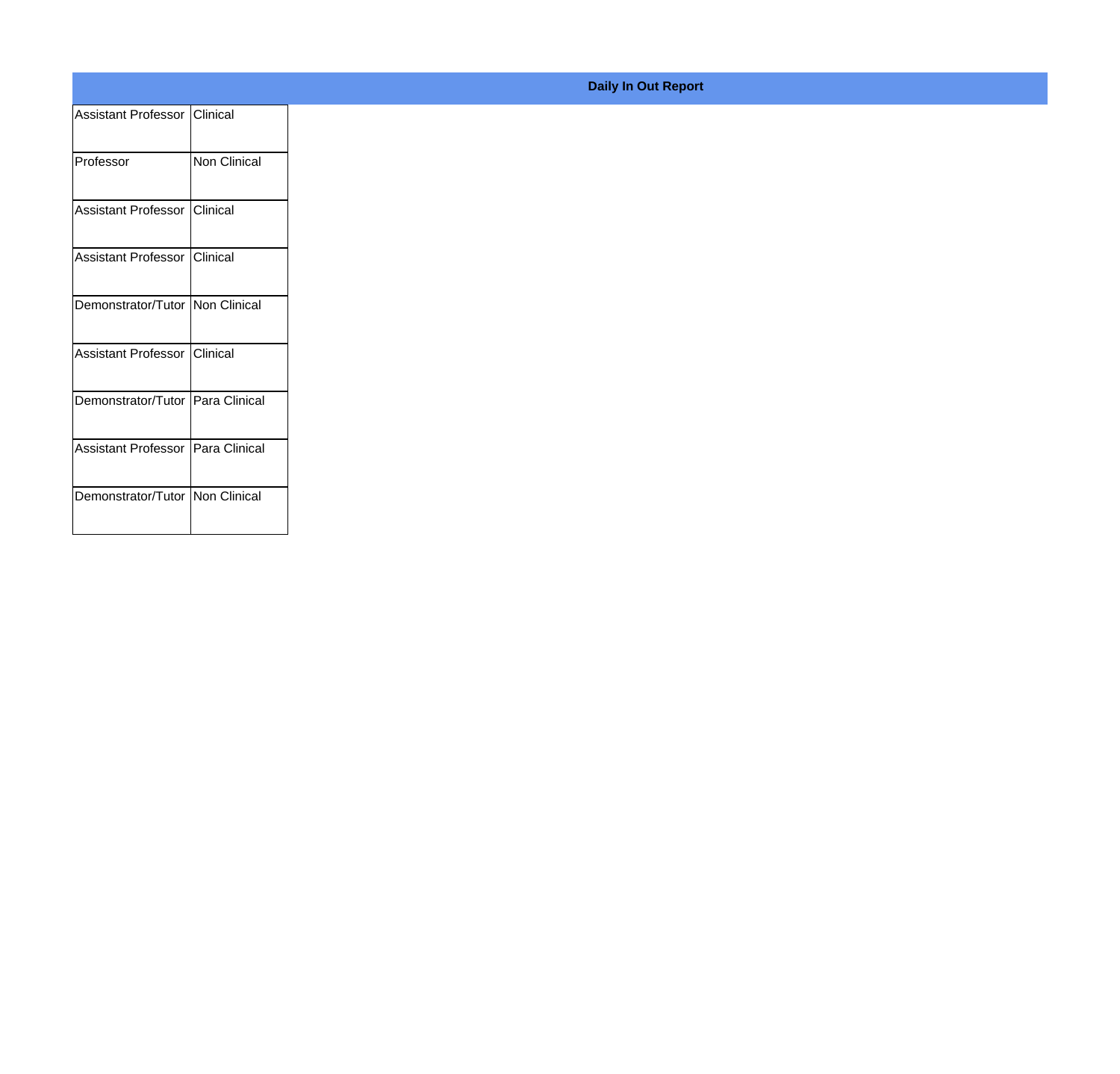**Daily In Out Report**

| | |
|---|---|
| Assistant Professor | Clinical |
| Professor | Non Clinical |
| Assistant Professor | Clinical |
| Assistant Professor | Clinical |
| Demonstrator/Tutor | Non Clinical |
| Assistant Professor | Clinical |
| Demonstrator/Tutor | Para Clinical |
| Assistant Professor | Para Clinical |
| Demonstrator/Tutor | Non Clinical |